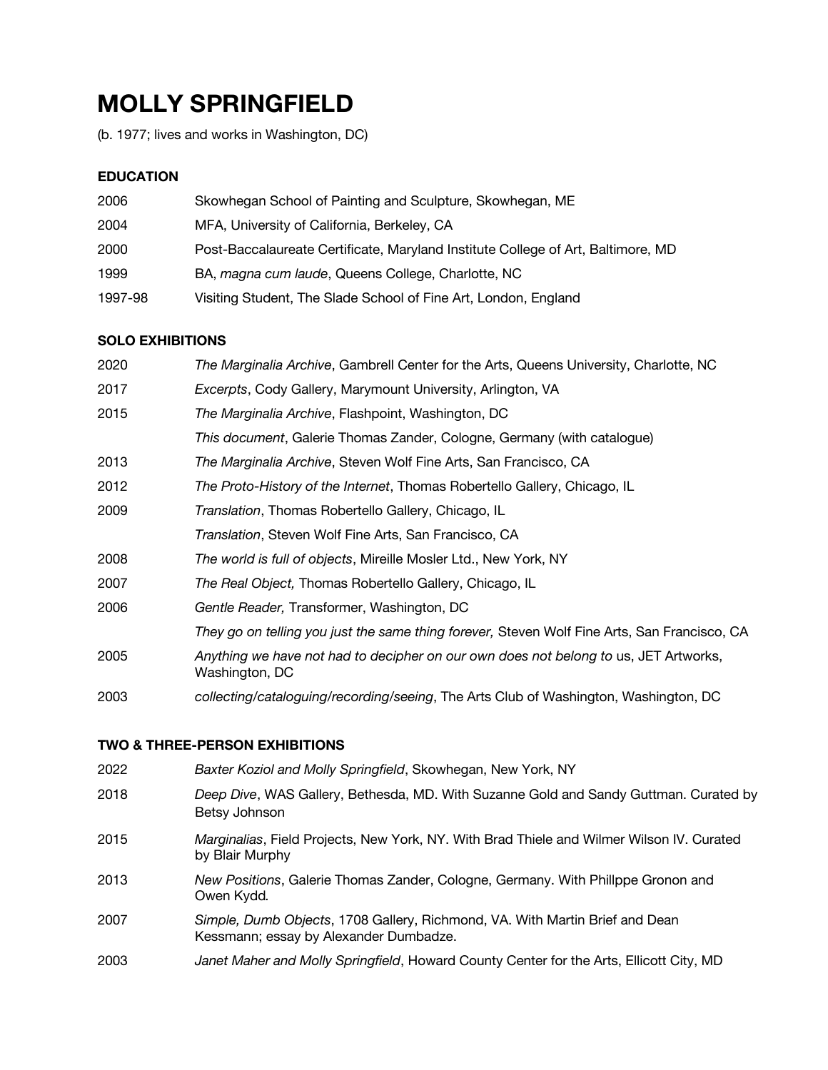# MOLLY SPRINGFIELD

(b. 1977; lives and works in Washington, DC)

## EDUCATION

| | |
|---|---|
| 2006 | Skowhegan School of Painting and Sculpture, Skowhegan, ME |
| 2004 | MFA, University of California, Berkeley, CA |
| 2000 | Post-Baccalaureate Certificate, Maryland Institute College of Art, Baltimore, MD |
| 1999 | BA, *magna cum laude*, Queens College, Charlotte, NC |
| 1997-98 | Visiting Student, The Slade School of Fine Art, London, England |

## SOLO EXHIBITIONS

| | |
|---|---|
| 2020 | *The Marginalia Archive*, Gambrell Center for the Arts, Queens University, Charlotte, NC |
| 2017 | *Excerpts*, Cody Gallery, Marymount University, Arlington, VA |
| 2015 | *The Marginalia Archive*, Flashpoint, Washington, DC |
| | *This document*, Galerie Thomas Zander, Cologne, Germany (with catalogue) |
| 2013 | *The Marginalia Archive*, Steven Wolf Fine Arts, San Francisco, CA |
| 2012 | *The Proto-History of the Internet*, Thomas Robertello Gallery, Chicago, IL |
| 2009 | *Translation*, Thomas Robertello Gallery, Chicago, IL |
| | *Translation*, Steven Wolf Fine Arts, San Francisco, CA |
| 2008 | *The world is full of objects*, Mireille Mosler Ltd., New York, NY |
| 2007 | *The Real Object,* Thomas Robertello Gallery, Chicago, IL |
| 2006 | *Gentle Reader,* Transformer, Washington, DC |
| | *They go on telling you just the same thing forever,* Steven Wolf Fine Arts, San Francisco, CA |
| 2005 | *Anything we have not had to decipher on our own does not belong to* us, JET Artworks, Washington, DC |
| 2003 | *collecting/cataloguing/recording/seeing*, The Arts Club of Washington, Washington, DC |

## TWO & THREE-PERSON EXHIBITIONS

| | |
|---|---|
| 2022 | *Baxter Koziol and Molly Springfield*, Skowhegan, New York, NY |
| 2018 | *Deep Dive*, WAS Gallery, Bethesda, MD. With Suzanne Gold and Sandy Guttman. Curated by Betsy Johnson |
| 2015 | *Marginalias*, Field Projects, New York, NY. With Brad Thiele and Wilmer Wilson IV. Curated by Blair Murphy |
| 2013 | *New Positions*, Galerie Thomas Zander, Cologne, Germany. With Phillppe Gronon and Owen Kydd*.* |
| 2007 | *Simple, Dumb Objects*, 1708 Gallery, Richmond, VA. With Martin Brief and Dean Kessmann; essay by Alexander Dumbadze. |
| 2003 | *Janet Maher and Molly Springfield*, Howard County Center for the Arts, Ellicott City, MD |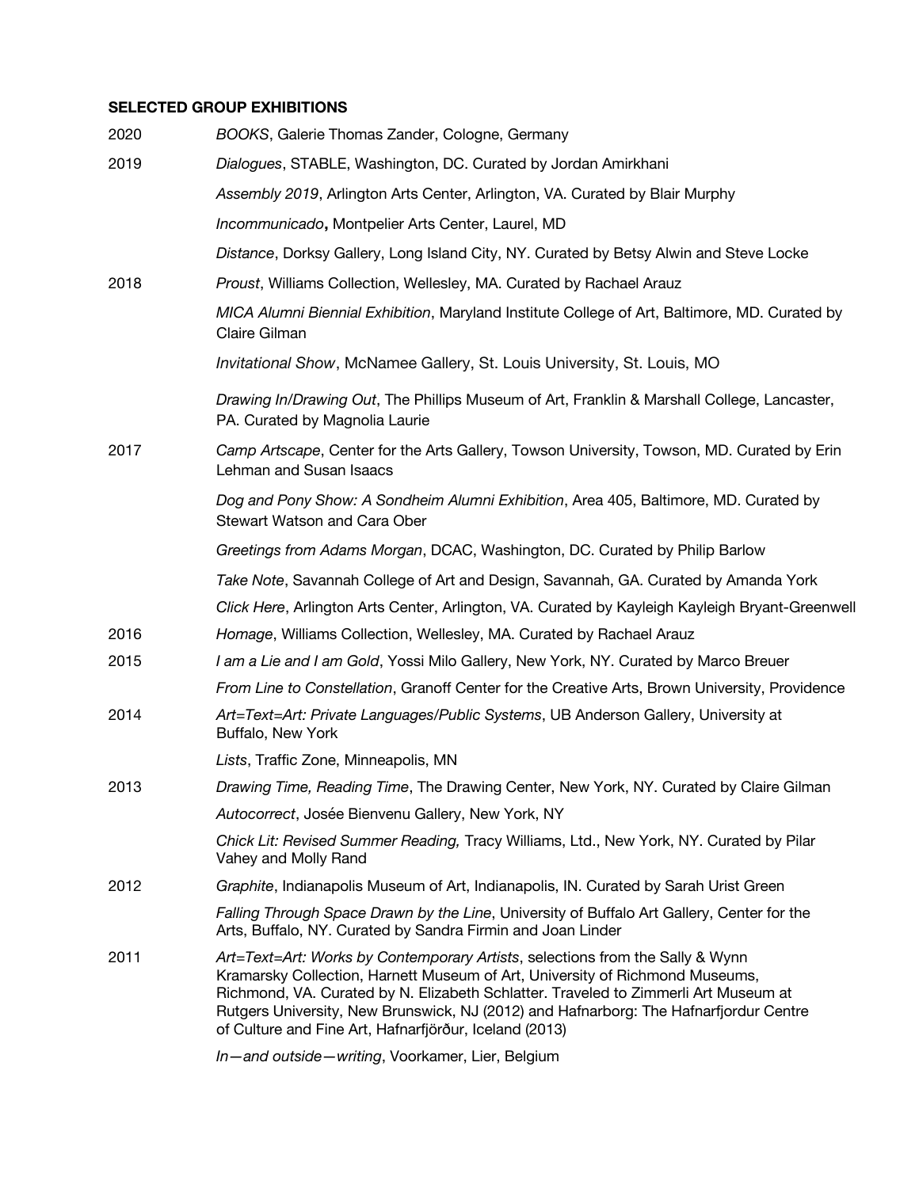**SELECTED GROUP EXHIBITIONS**

2020 *BOOKS*, Galerie Thomas Zander, Cologne, Germany

2019 *Dialogues*, STABLE, Washington, DC. Curated by Jordan Amirkhani

*Assembly 2019*, Arlington Arts Center, Arlington, VA. Curated by Blair Murphy

*Incommunicado*, Montpelier Arts Center, Laurel, MD

*Distance*, Dorksy Gallery, Long Island City, NY. Curated by Betsy Alwin and Steve Locke

2018 *Proust*, Williams Collection, Wellesley, MA. Curated by Rachael Arauz

*MICA Alumni Biennial Exhibition*, Maryland Institute College of Art, Baltimore, MD. Curated by Claire Gilman

*Invitational Show*, McNamee Gallery, St. Louis University, St. Louis, MO

*Drawing In/Drawing Out*, The Phillips Museum of Art, Franklin & Marshall College, Lancaster, PA. Curated by Magnolia Laurie

2017 *Camp Artscape*, Center for the Arts Gallery, Towson University, Towson, MD. Curated by Erin Lehman and Susan Isaacs

*Dog and Pony Show: A Sondheim Alumni Exhibition*, Area 405, Baltimore, MD. Curated by Stewart Watson and Cara Ober

*Greetings from Adams Morgan*, DCAC, Washington, DC. Curated by Philip Barlow

*Take Note*, Savannah College of Art and Design, Savannah, GA. Curated by Amanda York

*Click Here*, Arlington Arts Center, Arlington, VA. Curated by Kayleigh Kayleigh Bryant-Greenwell

2016 *Homage*, Williams Collection, Wellesley, MA. Curated by Rachael Arauz

2015 *I am a Lie and I am Gold*, Yossi Milo Gallery, New York, NY. Curated by Marco Breuer

*From Line to Constellation*, Granoff Center for the Creative Arts, Brown University, Providence

2014 *Art=Text=Art: Private Languages/Public Systems*, UB Anderson Gallery, University at Buffalo, New York

*Lists*, Traffic Zone, Minneapolis, MN

2013 *Drawing Time, Reading Time*, The Drawing Center, New York, NY. Curated by Claire Gilman

*Autocorrect*, Josée Bienvenu Gallery, New York, NY

*Chick Lit: Revised Summer Reading,* Tracy Williams, Ltd., New York, NY. Curated by Pilar Vahey and Molly Rand

2012 *Graphite*, Indianapolis Museum of Art, Indianapolis, IN. Curated by Sarah Urist Green

*Falling Through Space Drawn by the Line*, University of Buffalo Art Gallery, Center for the Arts, Buffalo, NY. Curated by Sandra Firmin and Joan Linder

2011 *Art=Text=Art: Works by Contemporary Artists*, selections from the Sally & Wynn Kramarsky Collection, Harnett Museum of Art, University of Richmond Museums, Richmond, VA. Curated by N. Elizabeth Schlatter. Traveled to Zimmerli Art Museum at Rutgers University, New Brunswick, NJ (2012) and Hafnarborg: The Hafnarfjordur Centre of Culture and Fine Art, Hafnarfjörður, Iceland (2013)

*In—and outside—writing*, Voorkamer, Lier, Belgium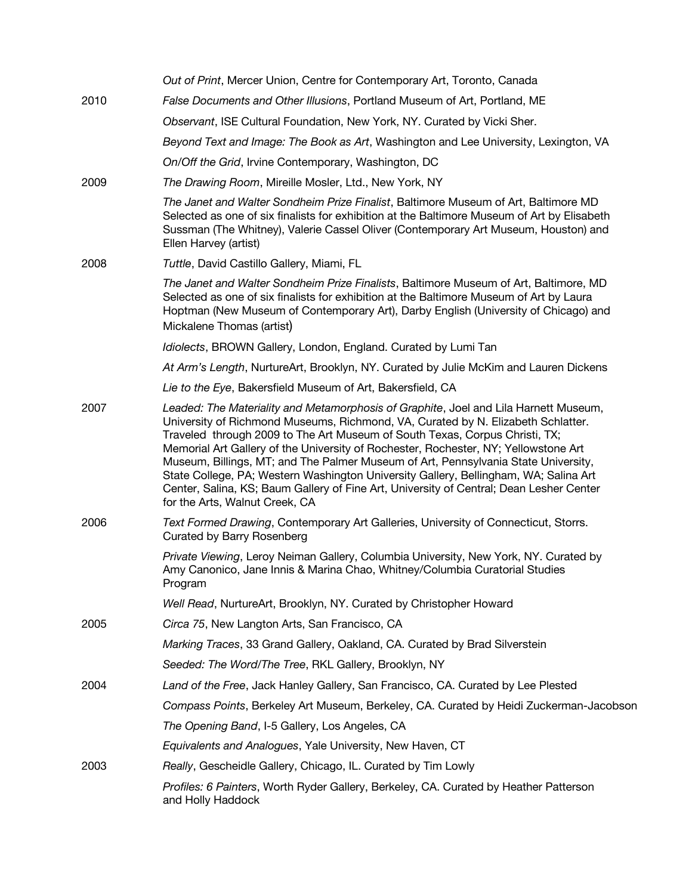*Out of Print*, Mercer Union, Centre for Contemporary Art, Toronto, Canada

2010 *False Documents and Other Illusions*, Portland Museum of Art, Portland, ME

*Observant*, ISE Cultural Foundation, New York, NY. Curated by Vicki Sher.

*Beyond Text and Image: The Book as Art*, Washington and Lee University, Lexington, VA

*On/Off the Grid*, Irvine Contemporary, Washington, DC

2009 *The Drawing Room*, Mireille Mosler, Ltd., New York, NY

*The Janet and Walter Sondheim Prize Finalist*, Baltimore Museum of Art, Baltimore MD
Selected as one of six finalists for exhibition at the Baltimore Museum of Art by Elisabeth Sussman (The Whitney), Valerie Cassel Oliver (Contemporary Art Museum, Houston) and Ellen Harvey (artist)

2008 *Tuttle*, David Castillo Gallery, Miami, FL

*The Janet and Walter Sondheim Prize Finalists*, Baltimore Museum of Art, Baltimore, MD
Selected as one of six finalists for exhibition at the Baltimore Museum of Art by Laura Hoptman (New Museum of Contemporary Art), Darby English (University of Chicago) and Mickalene Thomas (artist)

*Idiolects*, BROWN Gallery, London, England. Curated by Lumi Tan

*At Arm's Length*, NurtureArt, Brooklyn, NY. Curated by Julie McKim and Lauren Dickens

*Lie to the Eye*, Bakersfield Museum of Art, Bakersfield, CA

2007 *Leaded: The Materiality and Metamorphosis of Graphite*, Joel and Lila Harnett Museum, University of Richmond Museums, Richmond, VA, Curated by N. Elizabeth Schlatter. Traveled through 2009 to The Art Museum of South Texas, Corpus Christi, TX; Memorial Art Gallery of the University of Rochester, Rochester, NY; Yellowstone Art Museum, Billings, MT; and The Palmer Museum of Art, Pennsylvania State University, State College, PA; Western Washington University Gallery, Bellingham, WA; Salina Art Center, Salina, KS; Baum Gallery of Fine Art, University of Central; Dean Lesher Center for the Arts, Walnut Creek, CA

2006 *Text Formed Drawing*, Contemporary Art Galleries, University of Connecticut, Storrs. Curated by Barry Rosenberg

*Private Viewing*, Leroy Neiman Gallery, Columbia University, New York, NY. Curated by Amy Canonico, Jane Innis & Marina Chao, Whitney/Columbia Curatorial Studies Program

*Well Read*, NurtureArt, Brooklyn, NY. Curated by Christopher Howard

2005 *Circa 75*, New Langton Arts, San Francisco, CA

*Marking Traces*, 33 Grand Gallery, Oakland, CA. Curated by Brad Silverstein

*Seeded: The Word/The Tree*, RKL Gallery, Brooklyn, NY

2004 *Land of the Free*, Jack Hanley Gallery, San Francisco, CA. Curated by Lee Plested

*Compass Points*, Berkeley Art Museum, Berkeley, CA. Curated by Heidi Zuckerman-Jacobson

*The Opening Band*, I-5 Gallery, Los Angeles, CA

*Equivalents and Analogues*, Yale University, New Haven, CT

2003 *Really*, Gescheidle Gallery, Chicago, IL. Curated by Tim Lowly

*Profiles: 6 Painters*, Worth Ryder Gallery, Berkeley, CA. Curated by Heather Patterson and Holly Haddock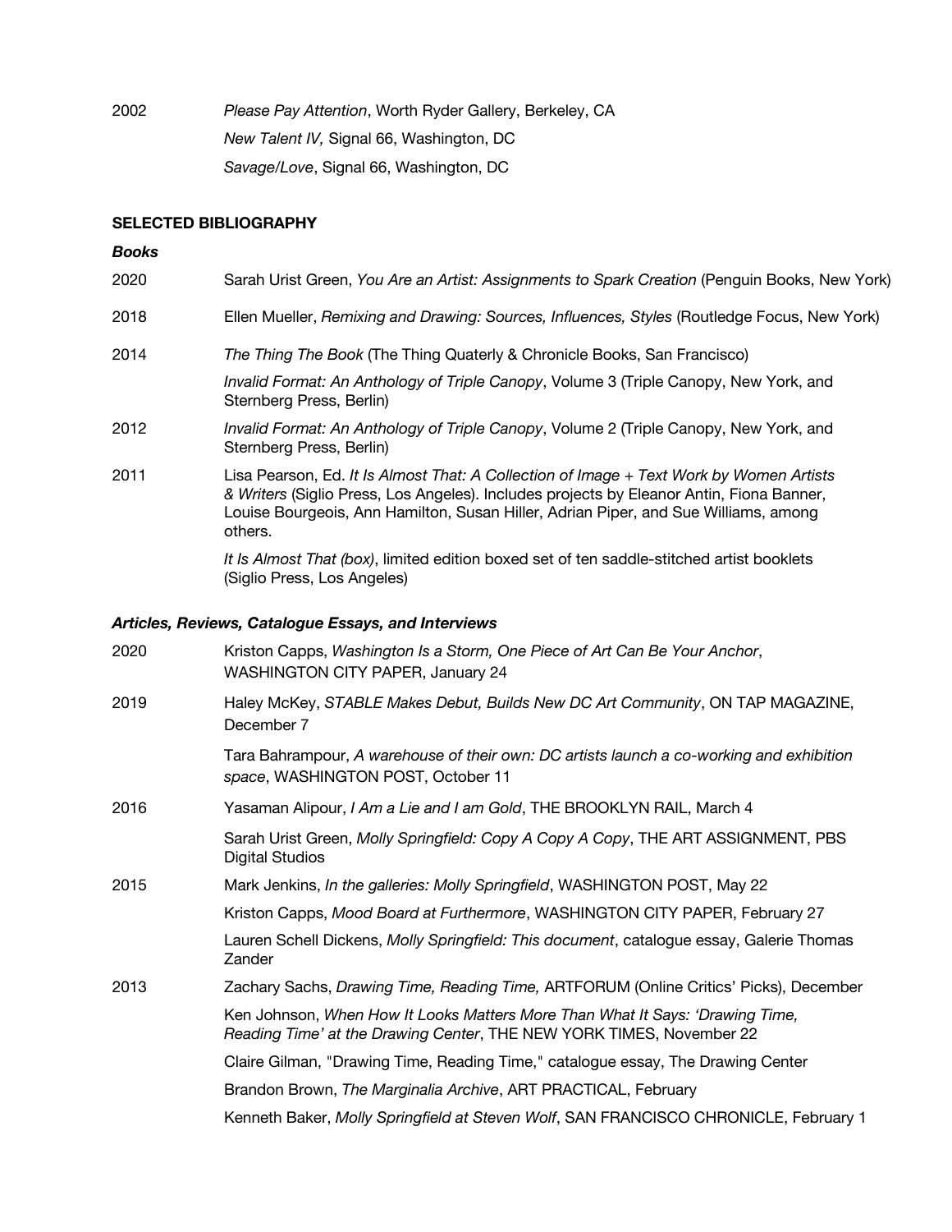2002 *Please Pay Attention*, Worth Ryder Gallery, Berkeley, CA

*New Talent IV,* Signal 66, Washington, DC

*Savage/Love*, Signal 66, Washington, DC

**SELECTED BIBLIOGRAPHY**

***Books***

2020 Sarah Urist Green, *You Are an Artist: Assignments to Spark Creation* (Penguin Books, New York)

2018 Ellen Mueller, *Remixing and Drawing: Sources, Influences, Styles* (Routledge Focus, New York)

2014 *The Thing The Book* (The Thing Quaterly & Chronicle Books, San Francisco)

*Invalid Format: An Anthology of Triple Canopy*, Volume 3 (Triple Canopy, New York, and Sternberg Press, Berlin)

2012 *Invalid Format: An Anthology of Triple Canopy*, Volume 2 (Triple Canopy, New York, and Sternberg Press, Berlin)

2011 Lisa Pearson, Ed. *It Is Almost That: A Collection of Image + Text Work by Women Artists & Writers* (Siglio Press, Los Angeles). Includes projects by Eleanor Antin, Fiona Banner, Louise Bourgeois, Ann Hamilton, Susan Hiller, Adrian Piper, and Sue Williams, among others.

*It Is Almost That (box)*, limited edition boxed set of ten saddle-stitched artist booklets (Siglio Press, Los Angeles)

***Articles, Reviews, Catalogue Essays, and Interviews***

2020 Kriston Capps, *Washington Is a Storm, One Piece of Art Can Be Your Anchor*, WASHINGTON CITY PAPER, January 24

2019 Haley McKey, *STABLE Makes Debut, Builds New DC Art Community*, ON TAP MAGAZINE, December 7

Tara Bahrampour, *A warehouse of their own: DC artists launch a co-working and exhibition space*, WASHINGTON POST, October 11

2016 Yasaman Alipour, *I Am a Lie and I am Gold*, THE BROOKLYN RAIL, March 4

Sarah Urist Green, *Molly Springfield: Copy A Copy A Copy*, THE ART ASSIGNMENT, PBS Digital Studios

2015 Mark Jenkins, *In the galleries: Molly Springfield*, WASHINGTON POST, May 22

Kriston Capps, *Mood Board at Furthermore*, WASHINGTON CITY PAPER, February 27

Lauren Schell Dickens, *Molly Springfield: This document*, catalogue essay, Galerie Thomas Zander

2013 Zachary Sachs, *Drawing Time, Reading Time,* ARTFORUM (Online Critics' Picks), December

Ken Johnson, *When How It Looks Matters More Than What It Says: 'Drawing Time, Reading Time' at the Drawing Center*, THE NEW YORK TIMES, November 22

Claire Gilman, "Drawing Time, Reading Time," catalogue essay, The Drawing Center

Brandon Brown, *The Marginalia Archive*, ART PRACTICAL, February

Kenneth Baker, *Molly Springfield at Steven Wolf*, SAN FRANCISCO CHRONICLE, February 1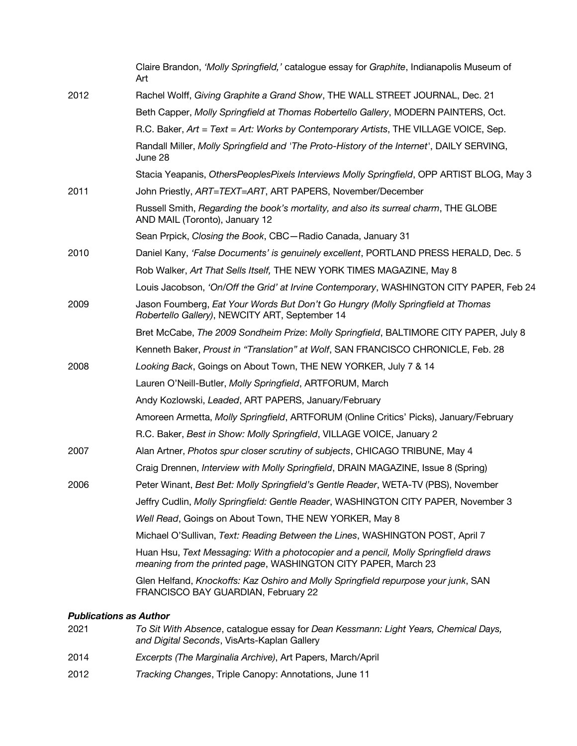| | |
|---|---|
| | Claire Brandon, *'Molly Springfield,'* catalogue essay for *Graphite*, Indianapolis Museum of Art |
| 2012 | Rachel Wolff, *Giving Graphite a Grand Show*, THE WALL STREET JOURNAL, Dec. 21 |
| | Beth Capper, *Molly Springfield at Thomas Robertello Gallery*, MODERN PAINTERS, Oct. |
| | R.C. Baker, *Art = Text = Art: Works by Contemporary Artists*, THE VILLAGE VOICE, Sep. |
| | Randall Miller, *Molly Springfield and 'The Proto-History of the Internet'*, DAILY SERVING, June 28 |
| | Stacia Yeapanis, *OthersPeoplesPixels Interviews Molly Springfield*, OPP ARTIST BLOG, May 3 |
| 2011 | John Priestly, *ART=TEXT=ART*, ART PAPERS, November/December |
| | Russell Smith, *Regarding the book's mortality, and also its surreal charm*, THE GLOBE AND MAIL (Toronto), January 12 |
| | Sean Prpick, *Closing the Book*, CBC—Radio Canada, January 31 |
| 2010 | Daniel Kany, *'False Documents' is genuinely excellent*, PORTLAND PRESS HERALD, Dec. 5 |
| | Rob Walker, *Art That Sells Itself,* THE NEW YORK TIMES MAGAZINE, May 8 |
| | Louis Jacobson, *'On/Off the Grid' at Irvine Contemporary*, WASHINGTON CITY PAPER, Feb 24 |
| 2009 | Jason Foumberg, *Eat Your Words But Don't Go Hungry (Molly Springfield at Thomas Robertello Gallery)*, NEWCITY ART, September 14 |
| | Bret McCabe, *The 2009 Sondheim Prize*: *Molly Springfield*, BALTIMORE CITY PAPER, July 8 |
| | Kenneth Baker, *Proust in "Translation" at Wolf*, SAN FRANCISCO CHRONICLE, Feb. 28 |
| 2008 | *Looking Back*, Goings on About Town, THE NEW YORKER, July 7 & 14 |
| | Lauren O'Neill-Butler, *Molly Springfield*, ARTFORUM, March |
| | Andy Kozlowski, *Leaded*, ART PAPERS, January/February |
| | Amoreen Armetta, *Molly Springfield*, ARTFORUM (Online Critics' Picks), January/February |
| | R.C. Baker, *Best in Show: Molly Springfield*, VILLAGE VOICE, January 2 |
| 2007 | Alan Artner, *Photos spur closer scrutiny of subjects*, CHICAGO TRIBUNE, May 4 |
| | Craig Drennen, *Interview with Molly Springfield*, DRAIN MAGAZINE, Issue 8 (Spring) |
| 2006 | Peter Winant, *Best Bet: Molly Springfield's Gentle Reader*, WETA-TV (PBS), November |
| | Jeffry Cudlin, *Molly Springfield: Gentle Reader*, WASHINGTON CITY PAPER, November 3 |
| | *Well Read*, Goings on About Town, THE NEW YORKER, May 8 |
| | Michael O'Sullivan, *Text: Reading Between the Lines*, WASHINGTON POST, April 7 |
| | Huan Hsu, *Text Messaging: With a photocopier and a pencil, Molly Springfield draws meaning from the printed page*, WASHINGTON CITY PAPER, March 23 |
| | Glen Helfand, *Knockoffs: Kaz Oshiro and Molly Springfield repurpose your junk*, SAN FRANCISCO BAY GUARDIAN, February 22 |

***Publications as Author***

| | |
|---|---|
| 2021 | *To Sit With Absence*, catalogue essay for *Dean Kessmann: Light Years, Chemical Days, and Digital Seconds*, VisArts-Kaplan Gallery |
| 2014 | *Excerpts (The Marginalia Archive)*, Art Papers, March/April |
| 2012 | *Tracking Changes*, Triple Canopy: Annotations, June 11 |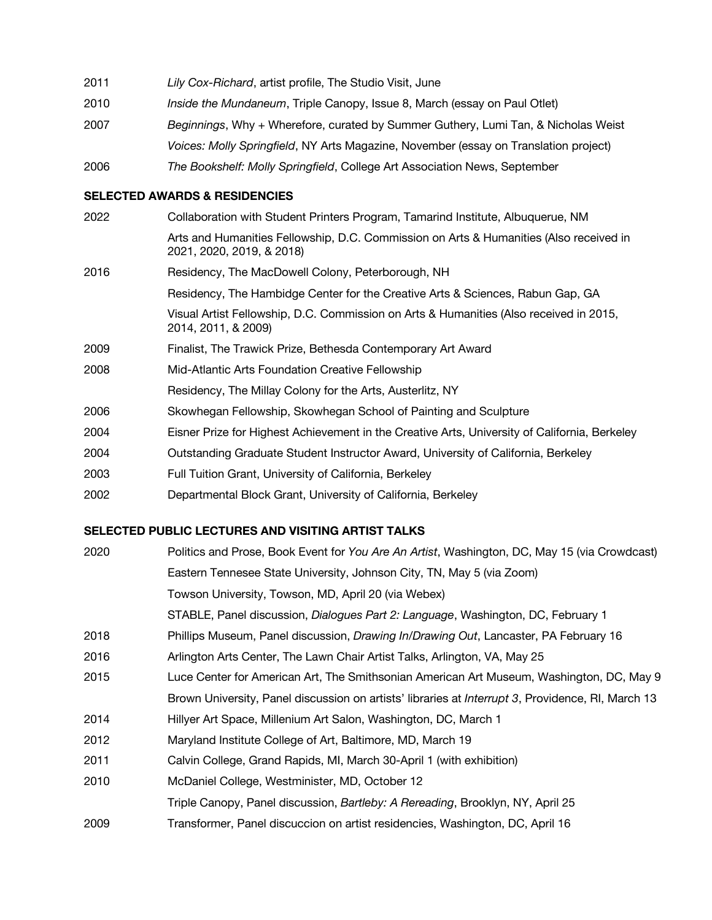2011 *Lily Cox-Richard*, artist profile, The Studio Visit, June

2010 *Inside the Mundaneum*, Triple Canopy, Issue 8, March (essay on Paul Otlet)

2007 *Beginnings*, Why + Wherefore, curated by Summer Guthery, Lumi Tan, & Nicholas Weist

*Voices: Molly Springfield*, NY Arts Magazine, November (essay on Translation project)

2006 *The Bookshelf: Molly Springfield*, College Art Association News, September

**SELECTED AWARDS & RESIDENCIES**

2022 Collaboration with Student Printers Program, Tamarind Institute, Albuquerue, NM

Arts and Humanities Fellowship, D.C. Commission on Arts & Humanities (Also received in 2021, 2020, 2019, & 2018)

2016 Residency, The MacDowell Colony, Peterborough, NH

Residency, The Hambidge Center for the Creative Arts & Sciences, Rabun Gap, GA

Visual Artist Fellowship, D.C. Commission on Arts & Humanities (Also received in 2015, 2014, 2011, & 2009)

2009 Finalist, The Trawick Prize, Bethesda Contemporary Art Award

2008 Mid-Atlantic Arts Foundation Creative Fellowship

Residency, The Millay Colony for the Arts, Austerlitz, NY

2006 Skowhegan Fellowship, Skowhegan School of Painting and Sculpture

2004 Eisner Prize for Highest Achievement in the Creative Arts, University of California, Berkeley

2004 Outstanding Graduate Student Instructor Award, University of California, Berkeley

2003 Full Tuition Grant, University of California, Berkeley

2002 Departmental Block Grant, University of California, Berkeley

**SELECTED PUBLIC LECTURES AND VISITING ARTIST TALKS**

2020 Politics and Prose, Book Event for *You Are An Artist*, Washington, DC, May 15 (via Crowdcast)

Eastern Tennesee State University, Johnson City, TN, May 5 (via Zoom)

Towson University, Towson, MD, April 20 (via Webex)

STABLE, Panel discussion, *Dialogues Part 2: Language*, Washington, DC, February 1

2018 Phillips Museum, Panel discussion, *Drawing In/Drawing Out*, Lancaster, PA February 16

2016 Arlington Arts Center, The Lawn Chair Artist Talks, Arlington, VA, May 25

2015 Luce Center for American Art, The Smithsonian American Art Museum, Washington, DC, May 9

Brown University, Panel discussion on artists' libraries at *Interrupt 3*, Providence, RI, March 13

2014 Hillyer Art Space, Millenium Art Salon, Washington, DC, March 1

2012 Maryland Institute College of Art, Baltimore, MD, March 19

2011 Calvin College, Grand Rapids, MI, March 30-April 1 (with exhibition)

2010 McDaniel College, Westminister, MD, October 12

Triple Canopy, Panel discussion, *Bartleby: A Rereading*, Brooklyn, NY, April 25

2009 Transformer, Panel discuccion on artist residencies, Washington, DC, April 16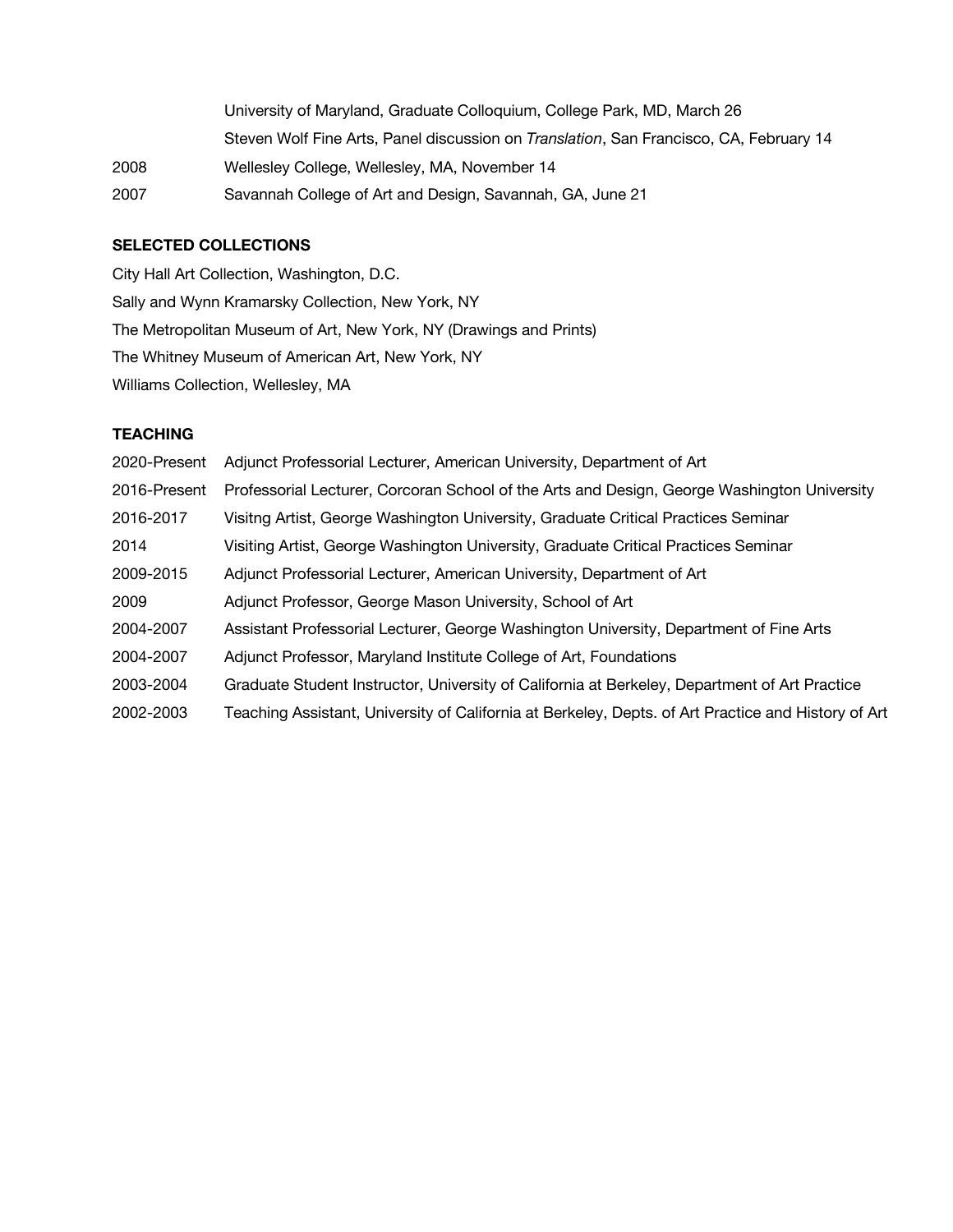| | |
|---|---|
| | University of Maryland, Graduate Colloquium, College Park, MD, March 26 |
| | Steven Wolf Fine Arts, Panel discussion on *Translation*, San Francisco, CA, February 14 |
| 2008 | Wellesley College, Wellesley, MA, November 14 |
| 2007 | Savannah College of Art and Design, Savannah, GA, June 21 |

**SELECTED COLLECTIONS**

City Hall Art Collection, Washington, D.C.

Sally and Wynn Kramarsky Collection, New York, NY

The Metropolitan Museum of Art, New York, NY (Drawings and Prints)

The Whitney Museum of American Art, New York, NY

Williams Collection, Wellesley, MA

**TEACHING**

| | |
|---|---|
| 2020-Present | Adjunct Professorial Lecturer, American University, Department of Art |
| 2016-Present | Professorial Lecturer, Corcoran School of the Arts and Design, George Washington University |
| 2016-2017 | Visitng Artist, George Washington University, Graduate Critical Practices Seminar |
| 2014 | Visiting Artist, George Washington University, Graduate Critical Practices Seminar |
| 2009-2015 | Adjunct Professorial Lecturer, American University, Department of Art |
| 2009 | Adjunct Professor, George Mason University, School of Art |
| 2004-2007 | Assistant Professorial Lecturer, George Washington University, Department of Fine Arts |
| 2004-2007 | Adjunct Professor, Maryland Institute College of Art, Foundations |
| 2003-2004 | Graduate Student Instructor, University of California at Berkeley, Department of Art Practice |
| 2002-2003 | Teaching Assistant, University of California at Berkeley, Depts. of Art Practice and History of Art |